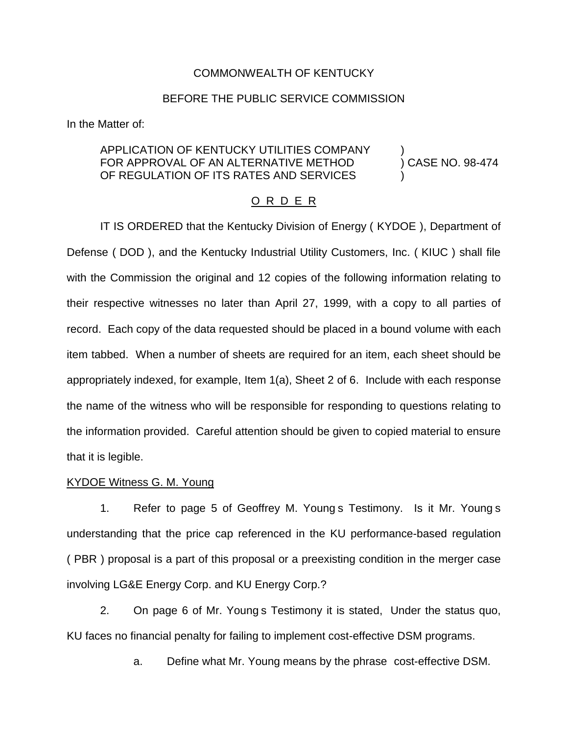COMMONWEALTH OF KENTUCKY

BEFORE THE PUBLIC SERVICE COMMISSION

In the Matter of:

APPLICATION OF KENTUCKY UTILITIES COMPANY )
FOR APPROVAL OF AN ALTERNATIVE METHOD ) CASE NO. 98-474
OF REGULATION OF ITS RATES AND SERVICES )

O R D E R

IT IS ORDERED that the Kentucky Division of Energy ( KYDOE ), Department of Defense ( DOD ), and the Kentucky Industrial Utility Customers, Inc. ( KIUC ) shall file with the Commission the original and 12 copies of the following information relating to their respective witnesses no later than April 27, 1999, with a copy to all parties of record. Each copy of the data requested should be placed in a bound volume with each item tabbed. When a number of sheets are required for an item, each sheet should be appropriately indexed, for example, Item 1(a), Sheet 2 of 6. Include with each response the name of the witness who will be responsible for responding to questions relating to the information provided. Careful attention should be given to copied material to ensure that it is legible.

KYDOE Witness G. M. Young

1. Refer to page 5 of Geoffrey M. Young s Testimony. Is it Mr. Young s understanding that the price cap referenced in the KU performance-based regulation ( PBR ) proposal is a part of this proposal or a preexisting condition in the merger case involving LG&E Energy Corp. and KU Energy Corp.?

2. On page 6 of Mr. Young s Testimony it is stated, Under the status quo, KU faces no financial penalty for failing to implement cost-effective DSM programs.

   a. Define what Mr. Young means by the phrase cost-effective DSM.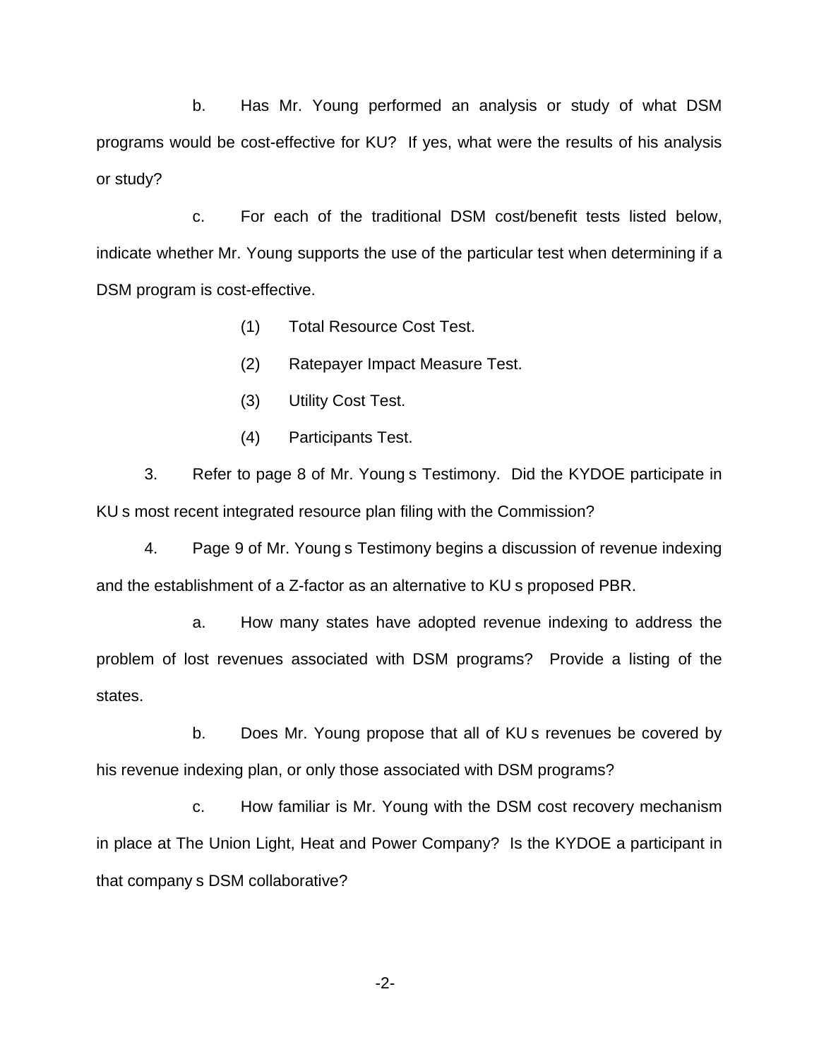b. Has Mr. Young performed an analysis or study of what DSM programs would be cost-effective for KU? If yes, what were the results of his analysis or study?

c. For each of the traditional DSM cost/benefit tests listed below, indicate whether Mr. Young supports the use of the particular test when determining if a DSM program is cost-effective.

(1) Total Resource Cost Test.

(2) Ratepayer Impact Measure Test.

(3) Utility Cost Test.

(4) Participants Test.

3. Refer to page 8 of Mr. Young s Testimony. Did the KYDOE participate in KU s most recent integrated resource plan filing with the Commission?

4. Page 9 of Mr. Young s Testimony begins a discussion of revenue indexing and the establishment of a Z-factor as an alternative to KU s proposed PBR.

a. How many states have adopted revenue indexing to address the problem of lost revenues associated with DSM programs? Provide a listing of the states.

b. Does Mr. Young propose that all of KU s revenues be covered by his revenue indexing plan, or only those associated with DSM programs?

c. How familiar is Mr. Young with the DSM cost recovery mechanism in place at The Union Light, Heat and Power Company? Is the KYDOE a participant in that company s DSM collaborative?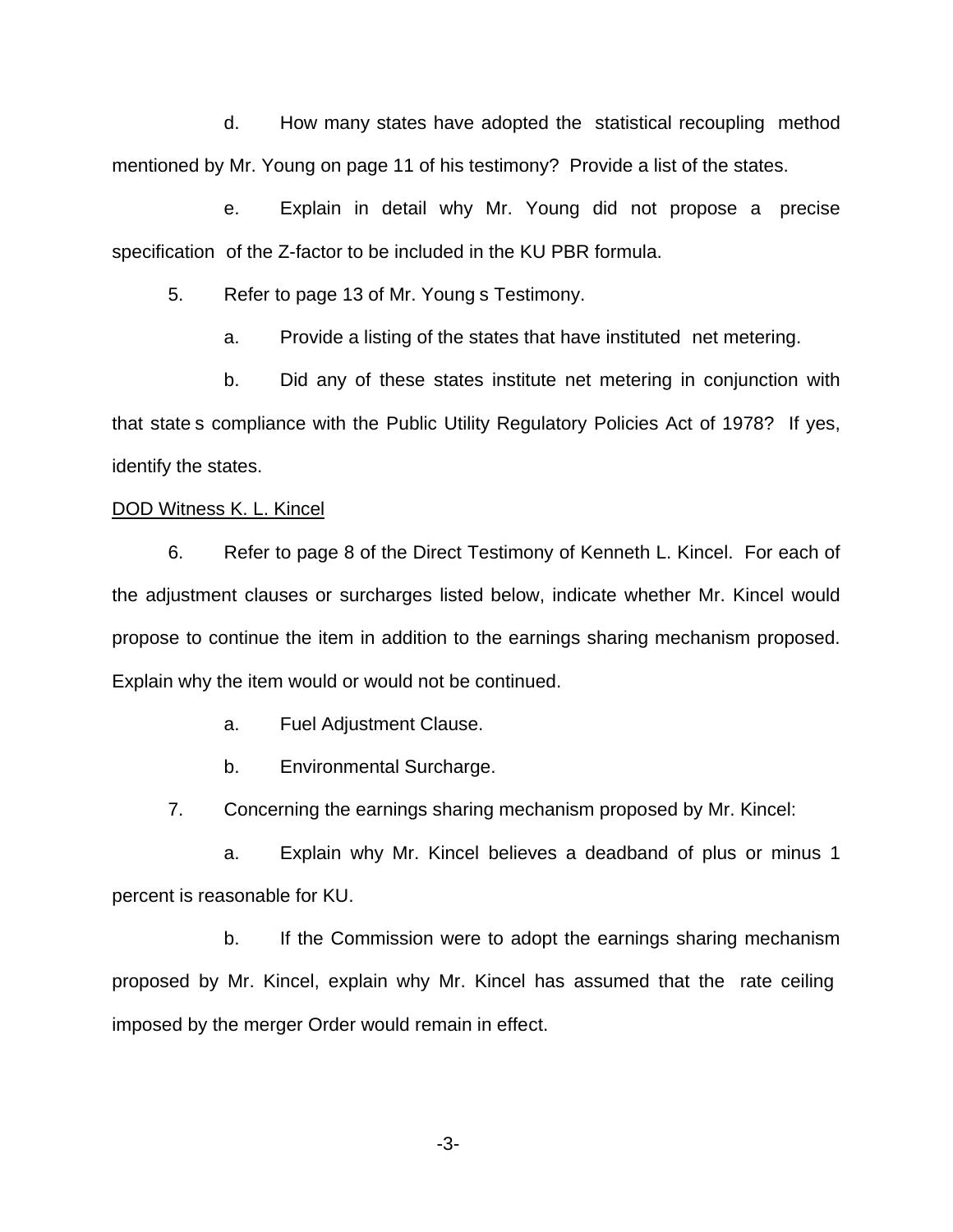d. How many states have adopted the statistical recoupling method mentioned by Mr. Young on page 11 of his testimony? Provide a list of the states.

e. Explain in detail why Mr. Young did not propose a precise specification of the Z-factor to be included in the KU PBR formula.

5. Refer to page 13 of Mr. Young s Testimony.

a. Provide a listing of the states that have instituted net metering.

b. Did any of these states institute net metering in conjunction with that state s compliance with the Public Utility Regulatory Policies Act of 1978? If yes, identify the states.

<u>DOD Witness K. L. Kincel</u>

6. Refer to page 8 of the Direct Testimony of Kenneth L. Kincel. For each of the adjustment clauses or surcharges listed below, indicate whether Mr. Kincel would propose to continue the item in addition to the earnings sharing mechanism proposed. Explain why the item would or would not be continued.

a. Fuel Adjustment Clause.

b. Environmental Surcharge.

7. Concerning the earnings sharing mechanism proposed by Mr. Kincel:

a. Explain why Mr. Kincel believes a deadband of plus or minus 1 percent is reasonable for KU.

b. If the Commission were to adopt the earnings sharing mechanism proposed by Mr. Kincel, explain why Mr. Kincel has assumed that the rate ceiling imposed by the merger Order would remain in effect.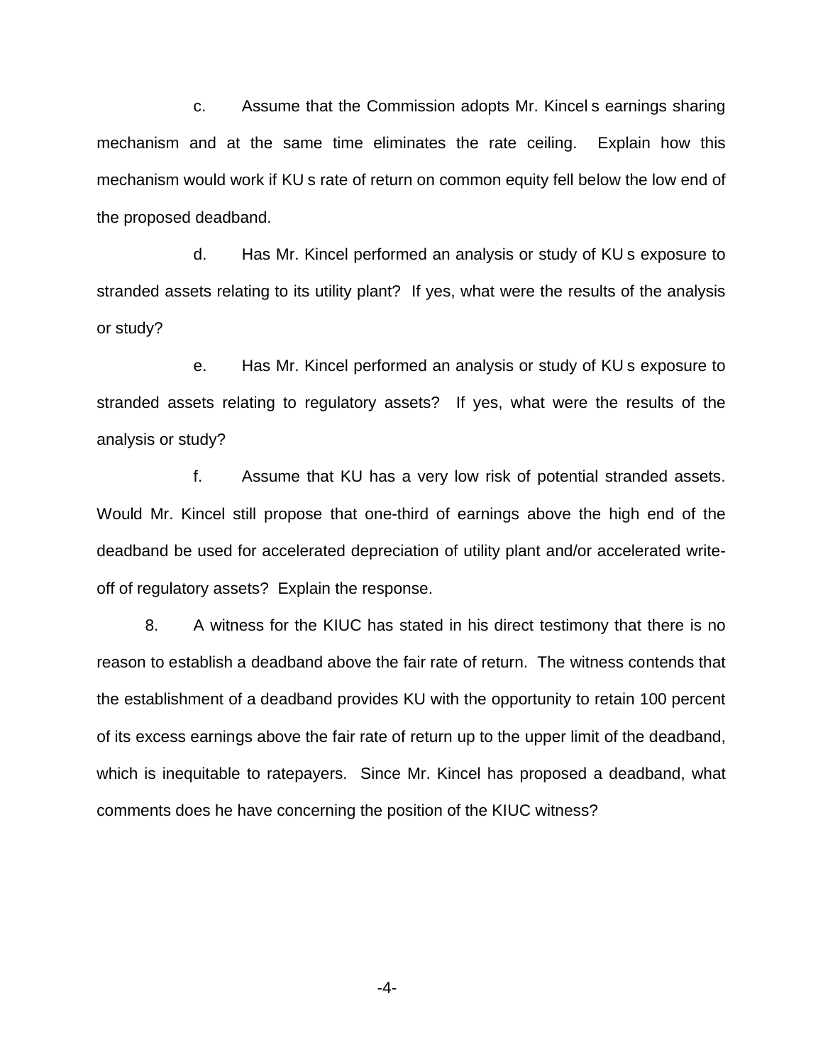c. Assume that the Commission adopts Mr. Kincel s earnings sharing mechanism and at the same time eliminates the rate ceiling. Explain how this mechanism would work if KU s rate of return on common equity fell below the low end of the proposed deadband.

d. Has Mr. Kincel performed an analysis or study of KU s exposure to stranded assets relating to its utility plant? If yes, what were the results of the analysis or study?

e. Has Mr. Kincel performed an analysis or study of KU s exposure to stranded assets relating to regulatory assets? If yes, what were the results of the analysis or study?

f. Assume that KU has a very low risk of potential stranded assets. Would Mr. Kincel still propose that one-third of earnings above the high end of the deadband be used for accelerated depreciation of utility plant and/or accelerated write-off of regulatory assets? Explain the response.

8. A witness for the KIUC has stated in his direct testimony that there is no reason to establish a deadband above the fair rate of return. The witness contends that the establishment of a deadband provides KU with the opportunity to retain 100 percent of its excess earnings above the fair rate of return up to the upper limit of the deadband, which is inequitable to ratepayers. Since Mr. Kincel has proposed a deadband, what comments does he have concerning the position of the KIUC witness?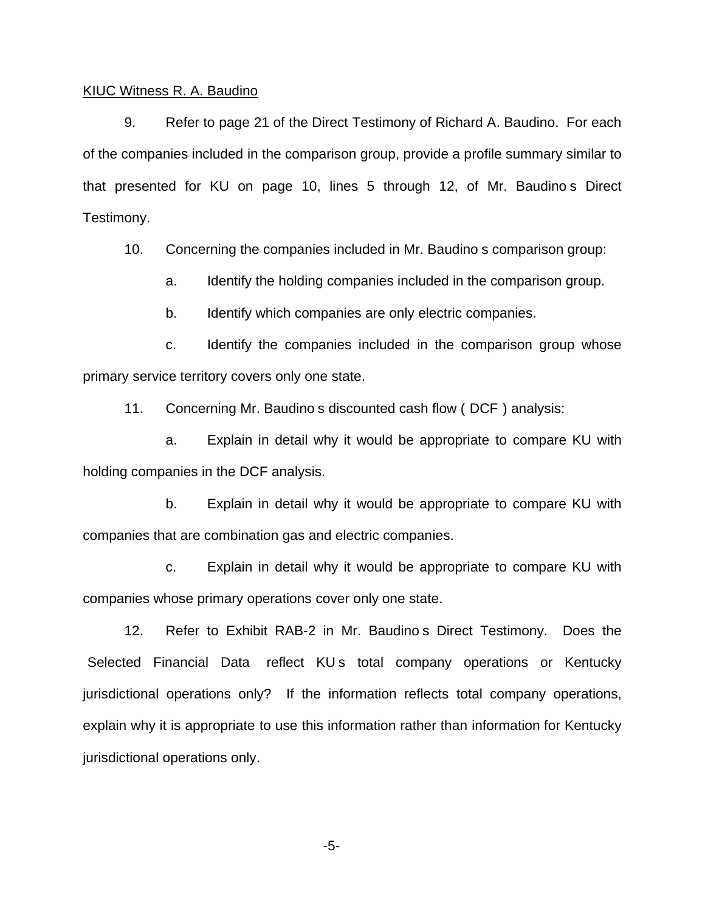<u>KIUC Witness R. A. Baudino</u>

9. Refer to page 21 of the Direct Testimony of Richard A. Baudino. For each of the companies included in the comparison group, provide a profile summary similar to that presented for KU on page 10, lines 5 through 12, of Mr. Baudino s Direct Testimony.

10. Concerning the companies included in Mr. Baudino s comparison group:

a. Identify the holding companies included in the comparison group.

b. Identify which companies are only electric companies.

c. Identify the companies included in the comparison group whose primary service territory covers only one state.

11. Concerning Mr. Baudino s discounted cash flow ( DCF ) analysis:

a. Explain in detail why it would be appropriate to compare KU with holding companies in the DCF analysis.

b. Explain in detail why it would be appropriate to compare KU with companies that are combination gas and electric companies.

c. Explain in detail why it would be appropriate to compare KU with companies whose primary operations cover only one state.

12. Refer to Exhibit RAB-2 in Mr. Baudino s Direct Testimony. Does the Selected Financial Data reflect KU s total company operations or Kentucky jurisdictional operations only? If the information reflects total company operations, explain why it is appropriate to use this information rather than information for Kentucky jurisdictional operations only.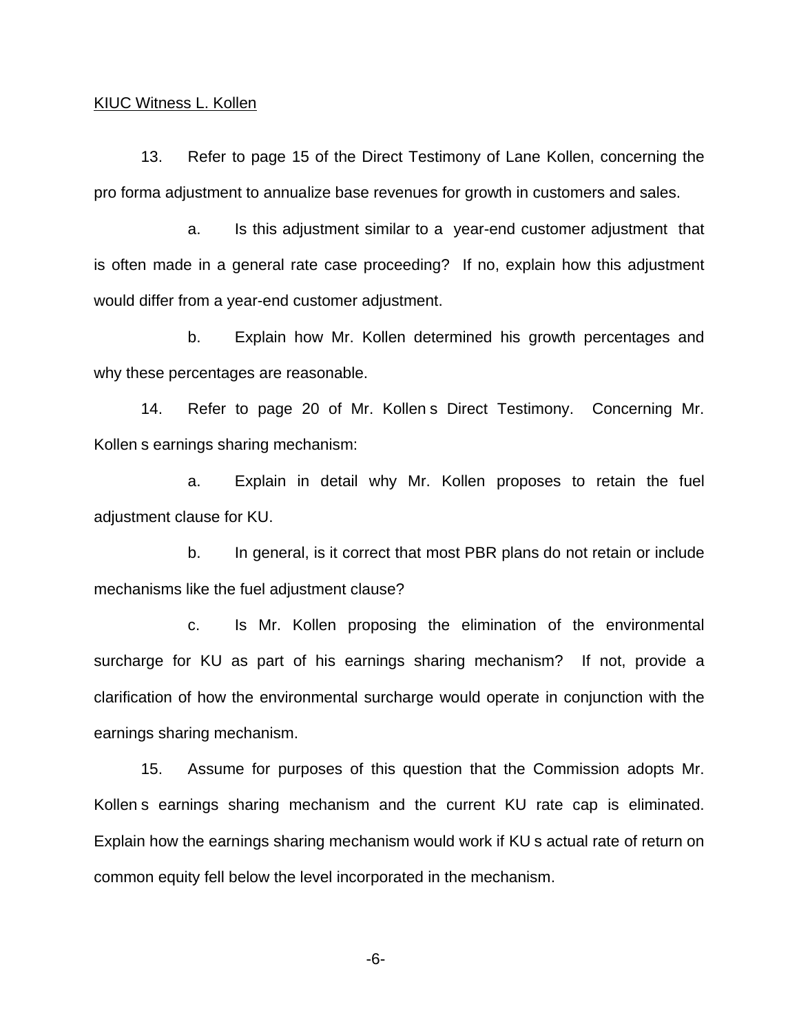KIUC Witness L. Kollen

13. Refer to page 15 of the Direct Testimony of Lane Kollen, concerning the pro forma adjustment to annualize base revenues for growth in customers and sales.

a. Is this adjustment similar to a year-end customer adjustment that is often made in a general rate case proceeding? If no, explain how this adjustment would differ from a year-end customer adjustment.

b. Explain how Mr. Kollen determined his growth percentages and why these percentages are reasonable.

14. Refer to page 20 of Mr. Kollen s Direct Testimony. Concerning Mr. Kollen s earnings sharing mechanism:

a. Explain in detail why Mr. Kollen proposes to retain the fuel adjustment clause for KU.

b. In general, is it correct that most PBR plans do not retain or include mechanisms like the fuel adjustment clause?

c. Is Mr. Kollen proposing the elimination of the environmental surcharge for KU as part of his earnings sharing mechanism? If not, provide a clarification of how the environmental surcharge would operate in conjunction with the earnings sharing mechanism.

15. Assume for purposes of this question that the Commission adopts Mr. Kollen s earnings sharing mechanism and the current KU rate cap is eliminated. Explain how the earnings sharing mechanism would work if KU s actual rate of return on common equity fell below the level incorporated in the mechanism.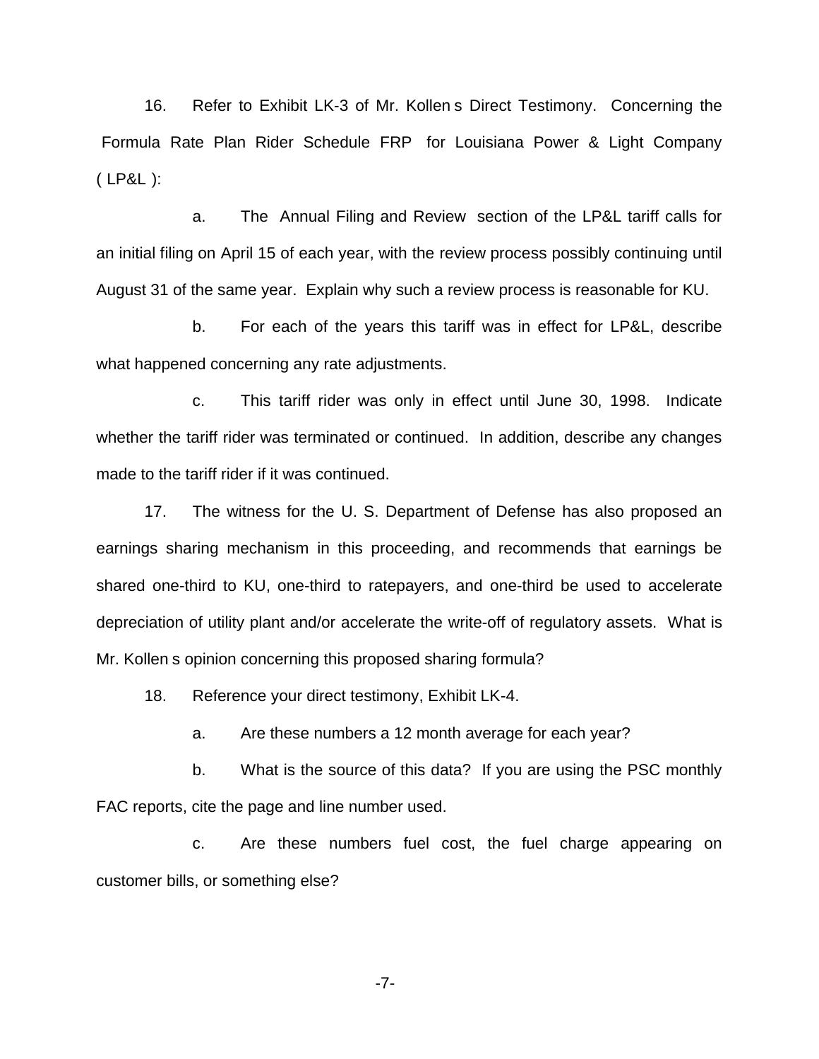16. Refer to Exhibit LK-3 of Mr. Kollen s Direct Testimony. Concerning the Formula Rate Plan Rider Schedule FRP for Louisiana Power & Light Company ( LP&L ):

a. The Annual Filing and Review section of the LP&L tariff calls for an initial filing on April 15 of each year, with the review process possibly continuing until August 31 of the same year. Explain why such a review process is reasonable for KU.

b. For each of the years this tariff was in effect for LP&L, describe what happened concerning any rate adjustments.

c. This tariff rider was only in effect until June 30, 1998. Indicate whether the tariff rider was terminated or continued. In addition, describe any changes made to the tariff rider if it was continued.

17. The witness for the U. S. Department of Defense has also proposed an earnings sharing mechanism in this proceeding, and recommends that earnings be shared one-third to KU, one-third to ratepayers, and one-third be used to accelerate depreciation of utility plant and/or accelerate the write-off of regulatory assets. What is Mr. Kollen s opinion concerning this proposed sharing formula?

18. Reference your direct testimony, Exhibit LK-4.

a. Are these numbers a 12 month average for each year?

b. What is the source of this data? If you are using the PSC monthly FAC reports, cite the page and line number used.

c. Are these numbers fuel cost, the fuel charge appearing on customer bills, or something else?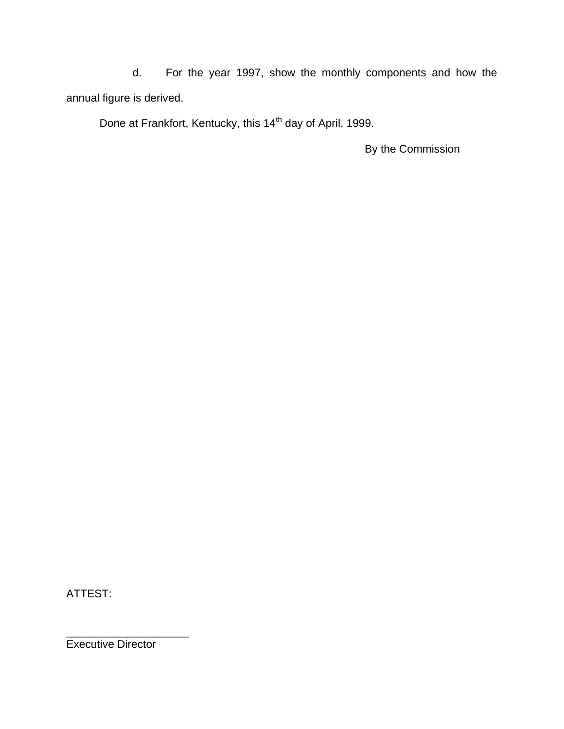d. For the year 1997, show the monthly components and how the annual figure is derived.

Done at Frankfort, Kentucky, this 14th day of April, 1999.

By the Commission

ATTEST:

____________________
Executive Director